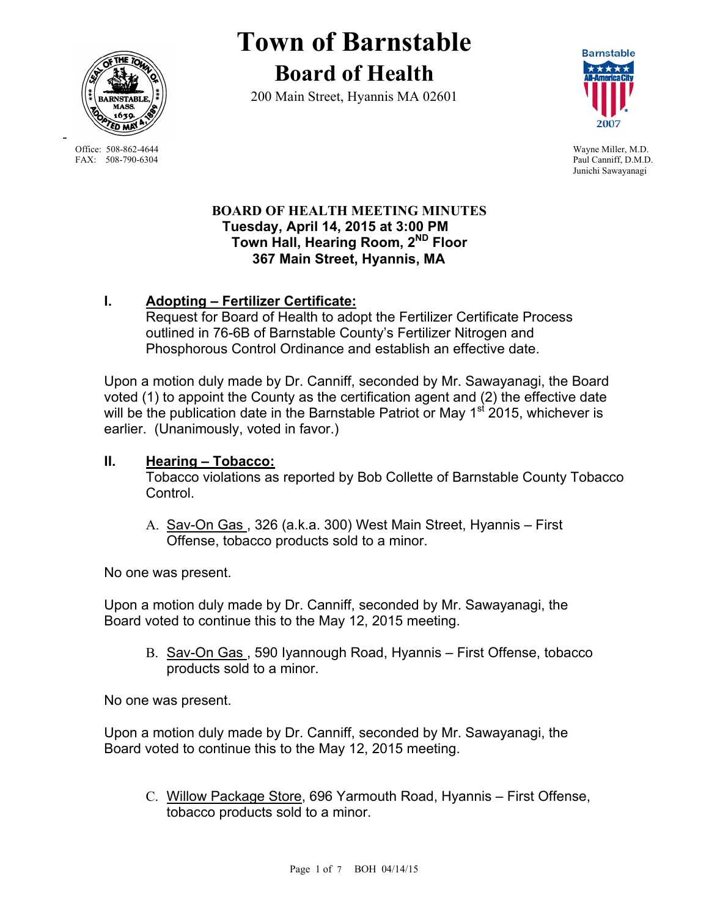# Town of Barnstable

## Board of Health

200 Main Street, Hyannis MA 02601

Office: 508-862-4644
FAX: 508-790-6304

Wayne Miller, M.D.
Paul Canniff, D.M.D.
Junichi Sawayanagi

**BOARD OF HEALTH MEETING MINUTES**
**Tuesday, April 14, 2015 at 3:00 PM**
**Town Hall, Hearing Room, 2ND Floor**
**367 Main Street, Hyannis, MA**

## I. Adopting – Fertilizer Certificate:

Request for Board of Health to adopt the Fertilizer Certificate Process outlined in 76-6B of Barnstable County's Fertilizer Nitrogen and Phosphorous Control Ordinance and establish an effective date.

Upon a motion duly made by Dr. Canniff, seconded by Mr. Sawayanagi, the Board voted (1) to appoint the County as the certification agent and (2) the effective date will be the publication date in the Barnstable Patriot or May 1st 2015, whichever is earlier. (Unanimously, voted in favor.)

## II. Hearing – Tobacco:

Tobacco violations as reported by Bob Collette of Barnstable County Tobacco Control.

A. Sav-On Gas , 326 (a.k.a. 300) West Main Street, Hyannis – First Offense, tobacco products sold to a minor.

No one was present.

Upon a motion duly made by Dr. Canniff, seconded by Mr. Sawayanagi, the Board voted to continue this to the May 12, 2015 meeting.

B. Sav-On Gas , 590 Iyannough Road, Hyannis – First Offense, tobacco products sold to a minor.

No one was present.

Upon a motion duly made by Dr. Canniff, seconded by Mr. Sawayanagi, the Board voted to continue this to the May 12, 2015 meeting.

C. Willow Package Store, 696 Yarmouth Road, Hyannis – First Offense, tobacco products sold to a minor.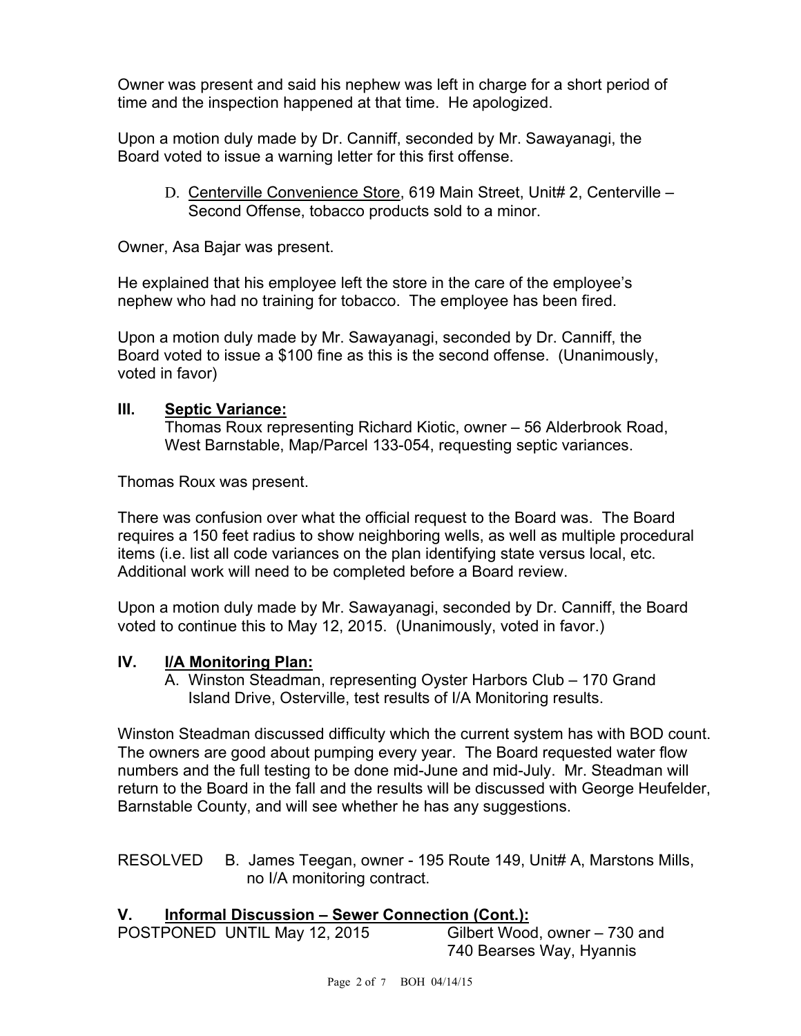Owner was present and said his nephew was left in charge for a short period of time and the inspection happened at that time. He apologized.

Upon a motion duly made by Dr. Canniff, seconded by Mr. Sawayanagi, the Board voted to issue a warning letter for this first offense.

D. Centerville Convenience Store, 619 Main Street, Unit# 2, Centerville – Second Offense, tobacco products sold to a minor.

Owner, Asa Bajar was present.

He explained that his employee left the store in the care of the employee's nephew who had no training for tobacco. The employee has been fired.

Upon a motion duly made by Mr. Sawayanagi, seconded by Dr. Canniff, the Board voted to issue a $100 fine as this is the second offense. (Unanimously, voted in favor)

## III. Septic Variance:

Thomas Roux representing Richard Kiotic, owner – 56 Alderbrook Road, West Barnstable, Map/Parcel 133-054, requesting septic variances.

Thomas Roux was present.

There was confusion over what the official request to the Board was. The Board requires a 150 feet radius to show neighboring wells, as well as multiple procedural items (i.e. list all code variances on the plan identifying state versus local, etc. Additional work will need to be completed before a Board review.

Upon a motion duly made by Mr. Sawayanagi, seconded by Dr. Canniff, the Board voted to continue this to May 12, 2015. (Unanimously, voted in favor.)

## IV. I/A Monitoring Plan:

A. Winston Steadman, representing Oyster Harbors Club – 170 Grand Island Drive, Osterville, test results of I/A Monitoring results.

Winston Steadman discussed difficulty which the current system has with BOD count. The owners are good about pumping every year. The Board requested water flow numbers and the full testing to be done mid-June and mid-July. Mr. Steadman will return to the Board in the fall and the results will be discussed with George Heufelder, Barnstable County, and will see whether he has any suggestions.

RESOLVED B. James Teegan, owner - 195 Route 149, Unit# A, Marstons Mills, no I/A monitoring contract.

## V. Informal Discussion – Sewer Connection (Cont.):

POSTPONED UNTIL May 12, 2015 Gilbert Wood, owner – 730 and 740 Bearses Way, Hyannis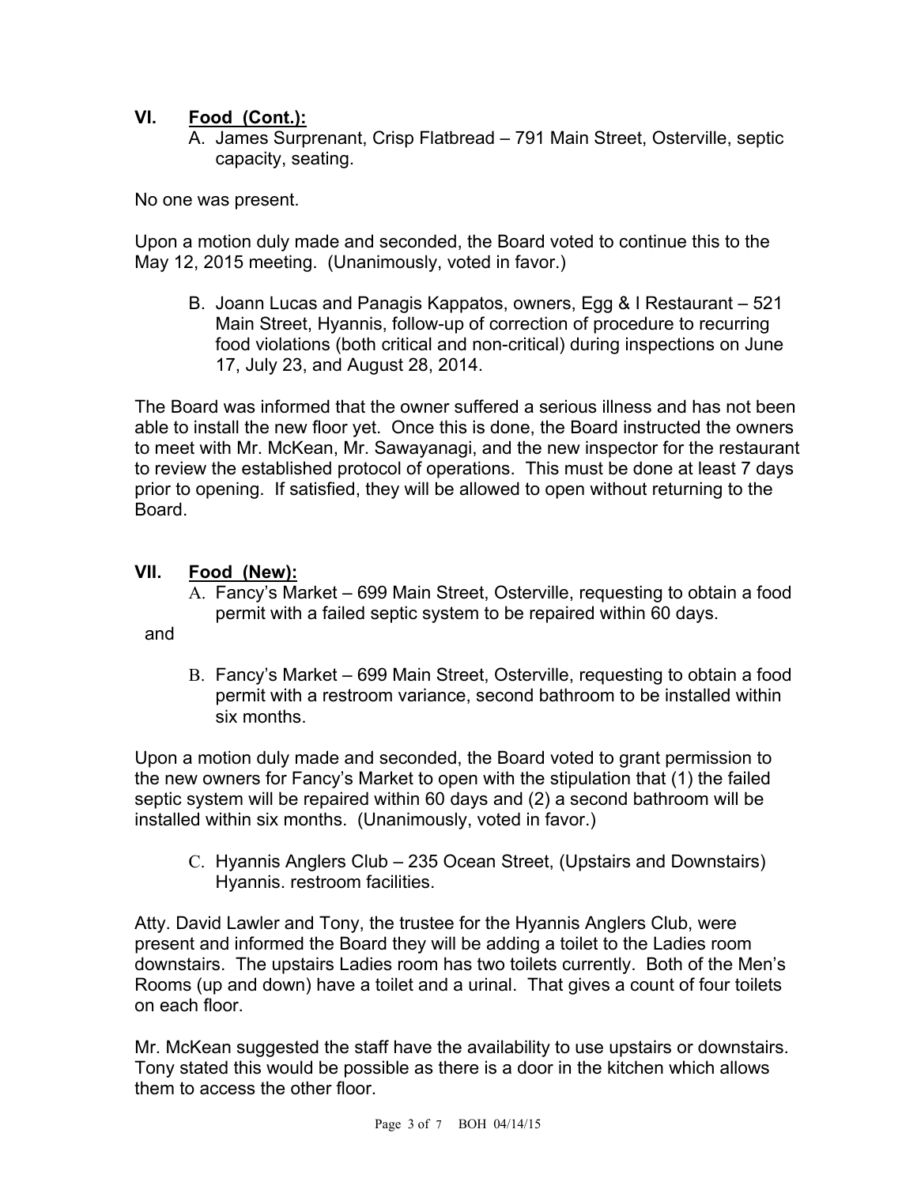## VI. Food (Cont.):

A. James Surprenant, Crisp Flatbread – 791 Main Street, Osterville, septic capacity, seating.

No one was present.

Upon a motion duly made and seconded, the Board voted to continue this to the May 12, 2015 meeting. (Unanimously, voted in favor.)

B. Joann Lucas and Panagis Kappatos, owners, Egg & I Restaurant – 521 Main Street, Hyannis, follow-up of correction of procedure to recurring food violations (both critical and non-critical) during inspections on June 17, July 23, and August 28, 2014.

The Board was informed that the owner suffered a serious illness and has not been able to install the new floor yet. Once this is done, the Board instructed the owners to meet with Mr. McKean, Mr. Sawayanagi, and the new inspector for the restaurant to review the established protocol of operations. This must be done at least 7 days prior to opening. If satisfied, they will be allowed to open without returning to the Board.

## VII. Food (New):

A. Fancy's Market – 699 Main Street, Osterville, requesting to obtain a food permit with a failed septic system to be repaired within 60 days.

and

B. Fancy's Market – 699 Main Street, Osterville, requesting to obtain a food permit with a restroom variance, second bathroom to be installed within six months.

Upon a motion duly made and seconded, the Board voted to grant permission to the new owners for Fancy's Market to open with the stipulation that (1) the failed septic system will be repaired within 60 days and (2) a second bathroom will be installed within six months. (Unanimously, voted in favor.)

C. Hyannis Anglers Club – 235 Ocean Street, (Upstairs and Downstairs) Hyannis. restroom facilities.

Atty. David Lawler and Tony, the trustee for the Hyannis Anglers Club, were present and informed the Board they will be adding a toilet to the Ladies room downstairs. The upstairs Ladies room has two toilets currently. Both of the Men's Rooms (up and down) have a toilet and a urinal. That gives a count of four toilets on each floor.

Mr. McKean suggested the staff have the availability to use upstairs or downstairs. Tony stated this would be possible as there is a door in the kitchen which allows them to access the other floor.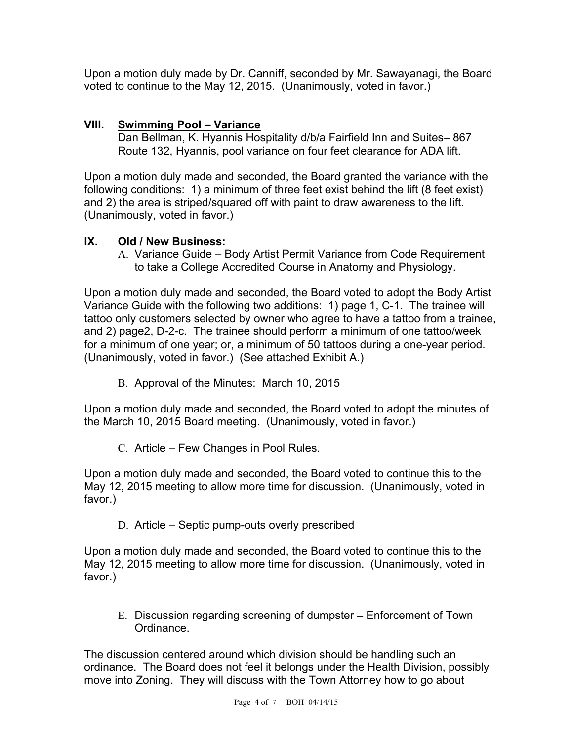Upon a motion duly made by Dr. Canniff, seconded by Mr. Sawayanagi, the Board voted to continue to the May 12, 2015. (Unanimously, voted in favor.)

## VIII. Swimming Pool – Variance

Dan Bellman, K. Hyannis Hospitality d/b/a Fairfield Inn and Suites– 867 Route 132, Hyannis, pool variance on four feet clearance for ADA lift.

Upon a motion duly made and seconded, the Board granted the variance with the following conditions: 1) a minimum of three feet exist behind the lift (8 feet exist) and 2) the area is striped/squared off with paint to draw awareness to the lift. (Unanimously, voted in favor.)

## IX. Old / New Business:

A. Variance Guide – Body Artist Permit Variance from Code Requirement to take a College Accredited Course in Anatomy and Physiology.

Upon a motion duly made and seconded, the Board voted to adopt the Body Artist Variance Guide with the following two additions: 1) page 1, C-1. The trainee will tattoo only customers selected by owner who agree to have a tattoo from a trainee, and 2) page2, D-2-c. The trainee should perform a minimum of one tattoo/week for a minimum of one year; or, a minimum of 50 tattoos during a one-year period. (Unanimously, voted in favor.) (See attached Exhibit A.)

B. Approval of the Minutes: March 10, 2015

Upon a motion duly made and seconded, the Board voted to adopt the minutes of the March 10, 2015 Board meeting. (Unanimously, voted in favor.)

C. Article – Few Changes in Pool Rules.

Upon a motion duly made and seconded, the Board voted to continue this to the May 12, 2015 meeting to allow more time for discussion. (Unanimously, voted in favor.)

D. Article – Septic pump-outs overly prescribed

Upon a motion duly made and seconded, the Board voted to continue this to the May 12, 2015 meeting to allow more time for discussion. (Unanimously, voted in favor.)

E. Discussion regarding screening of dumpster – Enforcement of Town Ordinance.

The discussion centered around which division should be handling such an ordinance. The Board does not feel it belongs under the Health Division, possibly move into Zoning. They will discuss with the Town Attorney how to go about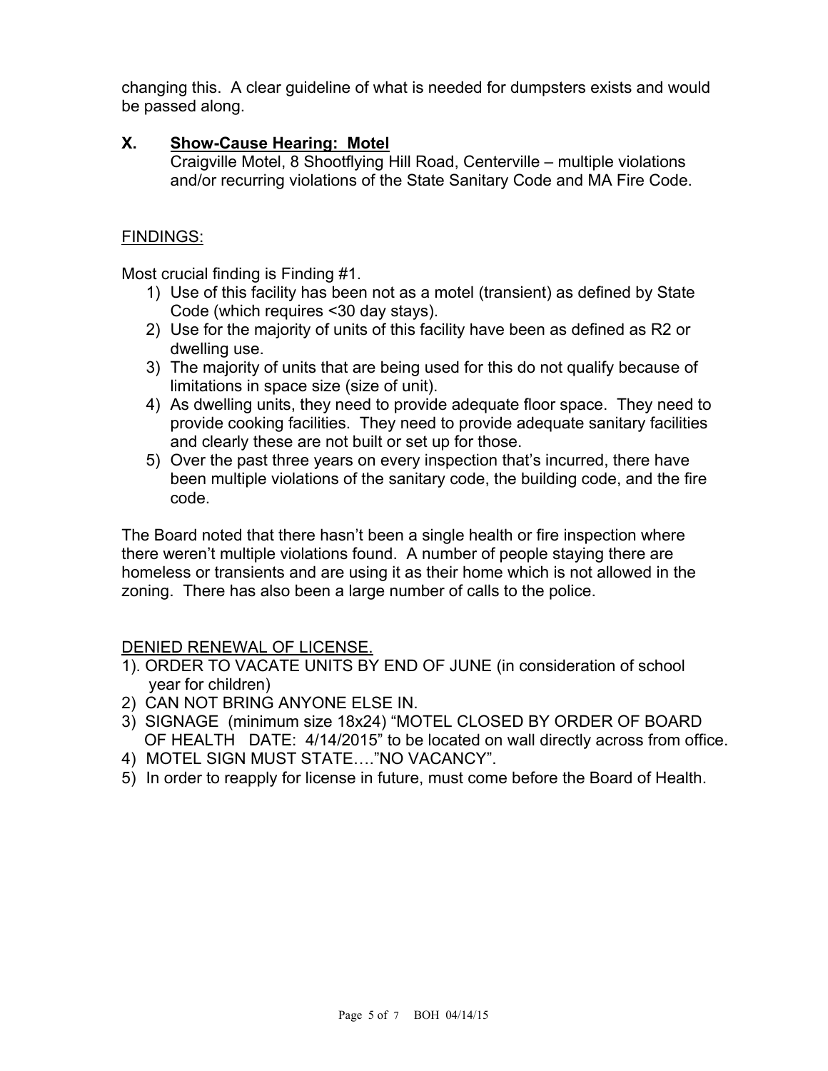changing this. A clear guideline of what is needed for dumpsters exists and would be passed along.

## X. Show-Cause Hearing: Motel

Craigville Motel, 8 Shootflying Hill Road, Centerville – multiple violations and/or recurring violations of the State Sanitary Code and MA Fire Code.

FINDINGS:

Most crucial finding is Finding #1.

1) Use of this facility has been not as a motel (transient) as defined by State Code (which requires <30 day stays).
2) Use for the majority of units of this facility have been as defined as R2 or dwelling use.
3) The majority of units that are being used for this do not qualify because of limitations in space size (size of unit).
4) As dwelling units, they need to provide adequate floor space. They need to provide cooking facilities. They need to provide adequate sanitary facilities and clearly these are not built or set up for those.
5) Over the past three years on every inspection that's incurred, there have been multiple violations of the sanitary code, the building code, and the fire code.

The Board noted that there hasn't been a single health or fire inspection where there weren't multiple violations found. A number of people staying there are homeless or transients and are using it as their home which is not allowed in the zoning. There has also been a large number of calls to the police.

DENIED RENEWAL OF LICENSE.

1). ORDER TO VACATE UNITS BY END OF JUNE (in consideration of school year for children)
2) CAN NOT BRING ANYONE ELSE IN.
3) SIGNAGE (minimum size 18x24) "MOTEL CLOSED BY ORDER OF BOARD OF HEALTH DATE: 4/14/2015" to be located on wall directly across from office.
4) MOTEL SIGN MUST STATE…."NO VACANCY".
5) In order to reapply for license in future, must come before the Board of Health.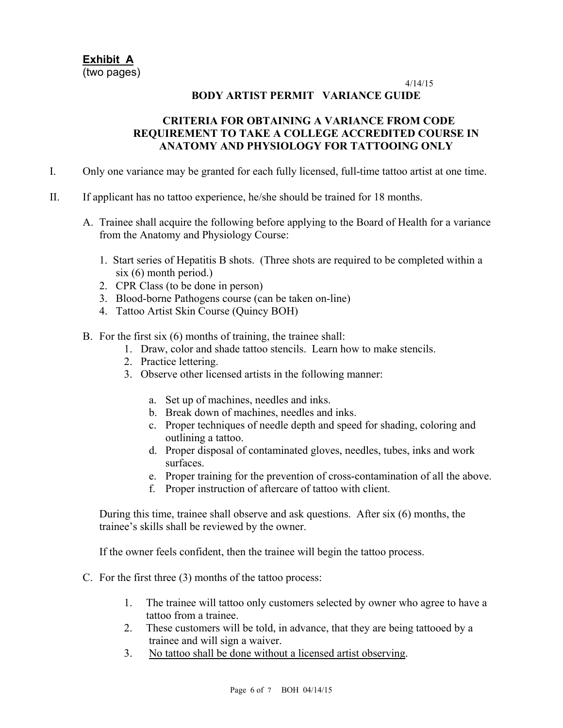**Exhibit A**
(two pages)

4/14/15

## BODY ARTIST PERMIT VARIANCE GUIDE

### CRITERIA FOR OBTAINING A VARIANCE FROM CODE REQUIREMENT TO TAKE A COLLEGE ACCREDITED COURSE IN ANATOMY AND PHYSIOLOGY FOR TATTOOING ONLY

I. Only one variance may be granted for each fully licensed, full-time tattoo artist at one time.

II. If applicant has no tattoo experience, he/she should be trained for 18 months.

A. Trainee shall acquire the following before applying to the Board of Health for a variance from the Anatomy and Physiology Course:

1. Start series of Hepatitis B shots. (Three shots are required to be completed within a six (6) month period.)
2. CPR Class (to be done in person)
3. Blood-borne Pathogens course (can be taken on-line)
4. Tattoo Artist Skin Course (Quincy BOH)

B. For the first six (6) months of training, the trainee shall:

1. Draw, color and shade tattoo stencils. Learn how to make stencils.
2. Practice lettering.
3. Observe other licensed artists in the following manner:

   a. Set up of machines, needles and inks.
   b. Break down of machines, needles and inks.
   c. Proper techniques of needle depth and speed for shading, coloring and outlining a tattoo.
   d. Proper disposal of contaminated gloves, needles, tubes, inks and work surfaces.
   e. Proper training for the prevention of cross-contamination of all the above.
   f. Proper instruction of aftercare of tattoo with client.

During this time, trainee shall observe and ask questions. After six (6) months, the trainee's skills shall be reviewed by the owner.

If the owner feels confident, then the trainee will begin the tattoo process.

C. For the first three (3) months of the tattoo process:

1. The trainee will tattoo only customers selected by owner who agree to have a tattoo from a trainee.
2. These customers will be told, in advance, that they are being tattooed by a trainee and will sign a waiver.
3. <u>No tattoo shall be done without a licensed artist observing</u>.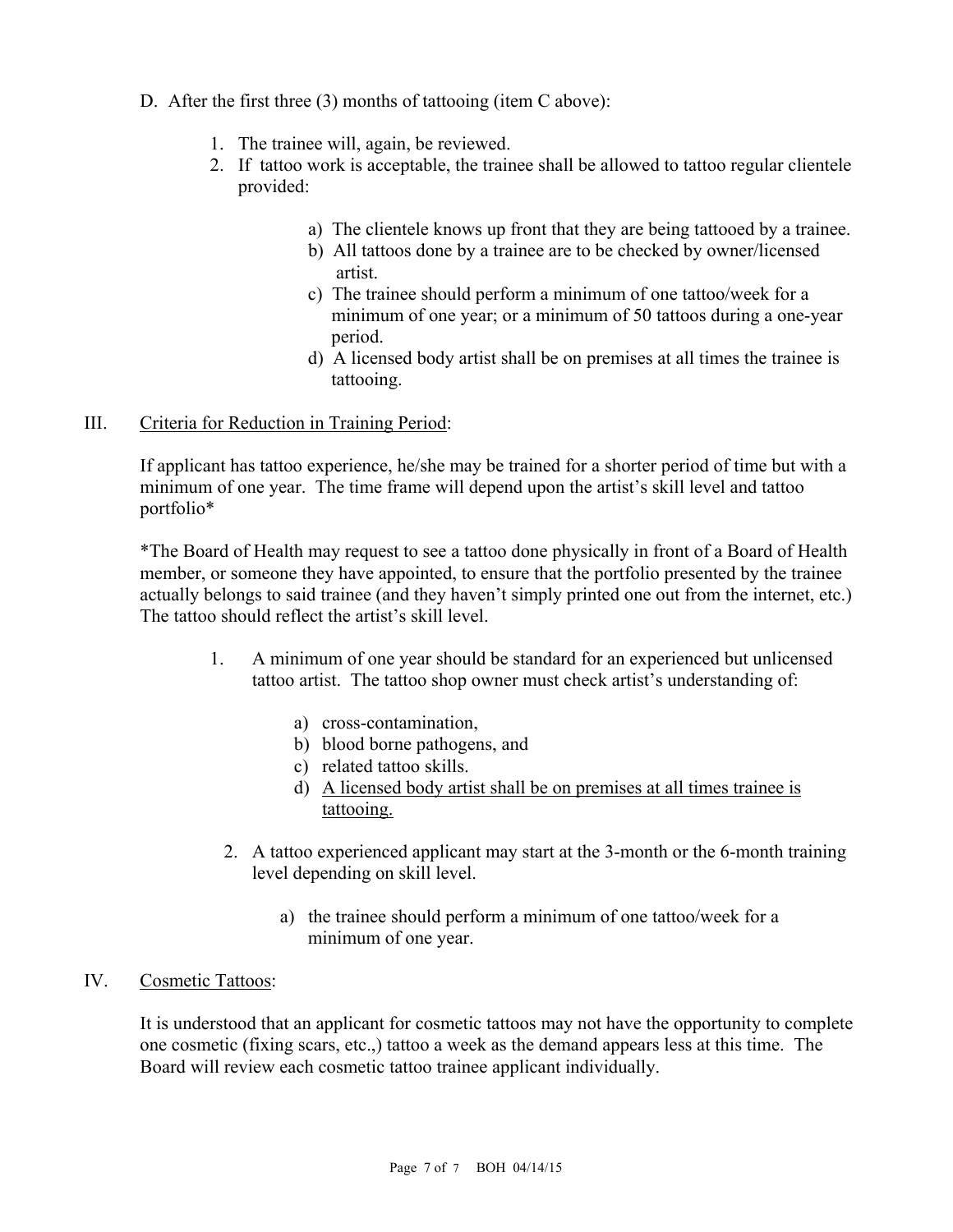D. After the first three (3) months of tattooing (item C above):

1. The trainee will, again, be reviewed.
2. If tattoo work is acceptable, the trainee shall be allowed to tattoo regular clientele provided:

    a) The clientele knows up front that they are being tattooed by a trainee.
    b) All tattoos done by a trainee are to be checked by owner/licensed artist.
    c) The trainee should perform a minimum of one tattoo/week for a minimum of one year; or a minimum of 50 tattoos during a one-year period.
    d) A licensed body artist shall be on premises at all times the trainee is tattooing.

## III. <u>Criteria for Reduction in Training Period</u>:

If applicant has tattoo experience, he/she may be trained for a shorter period of time but with a minimum of one year. The time frame will depend upon the artist's skill level and tattoo portfolio*

*The Board of Health may request to see a tattoo done physically in front of a Board of Health member, or someone they have appointed, to ensure that the portfolio presented by the trainee actually belongs to said trainee (and they haven't simply printed one out from the internet, etc.) The tattoo should reflect the artist's skill level.

1. A minimum of one year should be standard for an experienced but unlicensed tattoo artist. The tattoo shop owner must check artist's understanding of:

    a) cross-contamination,
    b) blood borne pathogens, and
    c) related tattoo skills.
    d) <u>A licensed body artist shall be on premises at all times trainee is tattooing.</u>

2. A tattoo experienced applicant may start at the 3-month or the 6-month training level depending on skill level.

    a) the trainee should perform a minimum of one tattoo/week for a minimum of one year.

## IV. <u>Cosmetic Tattoos</u>:

It is understood that an applicant for cosmetic tattoos may not have the opportunity to complete one cosmetic (fixing scars, etc.,) tattoo a week as the demand appears less at this time. The Board will review each cosmetic tattoo trainee applicant individually.